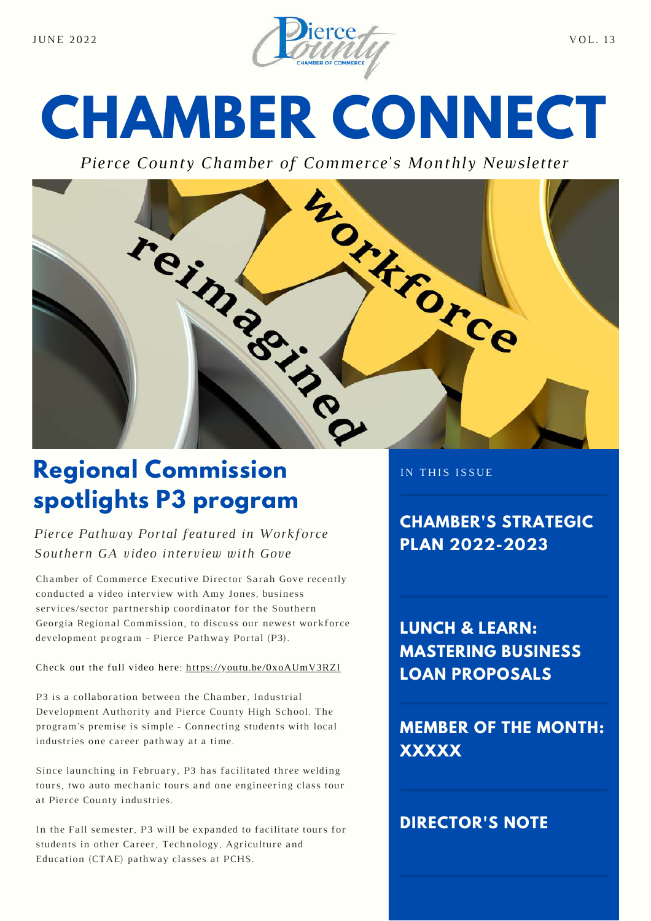JUNE 2022 VOL. 13

# CHAMBER CONNECT

*Pierce County Chamber of Commerce's Monthly Newsletter*

## Regional Commission spotlights P3 program

*Pierce Pathway Portal featured in Workforce Southern GA video interview with Gove*

Chamber of Commerce Executive Director Sarah Gove recently conducted a video interview with Amy Jones, business services/sector partnership coordinator for the Southern Georgia Regional Commission, to discuss our newest workforce development program - Pierce Pathway Portal (P3).

Check out the full video here: https://youtu.be/0xoAUmV3RZI

P3 is a collaboration between the Chamber, Industrial Development Authority and Pierce County High School. The program's premise is simple - Connecting students with local industries one career pathway at a time.

Since launching in February, P3 has facilitated three welding tours, two auto mechanic tours and one engineering class tour at Pierce County industries.

In the Fall semester, P3 will be expanded to facilitate tours for students in other Career, Technology, Agriculture and Education (CTAE) pathway classes at PCHS.

IN THIS ISSUE

**CHAMBER'S STRATEGIC PLAN 2022-2023**

**LUNCH & LEARN: MASTERING BUSINESS LOAN PROPOSALS**

**MEMBER OF THE MONTH: XXXXX**

**DIRECTOR'S NOTE**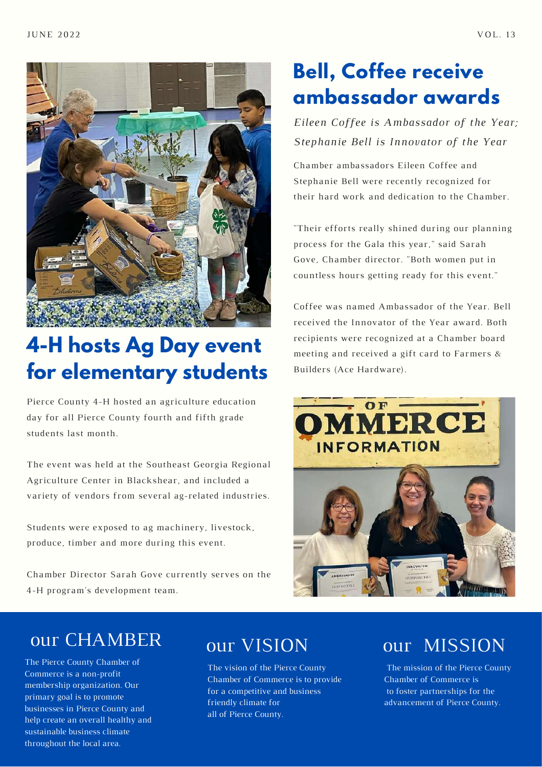# 4-H hosts Ag Day event for elementary students

Pierce County 4-H hosted an agriculture education day for all Pierce County fourth and fifth grade students last month.

The event was held at the Southeast Georgia Regional Agriculture Center in Blackshear, and included a variety of vendors from several ag-related industries.

Students were exposed to ag machinery, livestock, produce, timber and more during this event.

Chamber Director Sarah Gove currently serves on the 4-H program's development team.

# Bell, Coffee receive ambassador awards

*Eileen Coffee is Ambassador of the Year; Stephanie Bell is Innovator of the Year*

Chamber ambassadors Eileen Coffee and Stephanie Bell were recently recognized for their hard work and dedication to the Chamber.

"Their efforts really shined during our planning process for the Gala this year," said Sarah Gove, Chamber director. "Both women put in countless hours getting ready for this event."

Coffee was named Ambassador of the Year. Bell received the Innovator of the Year award. Both recipients were recognized at a Chamber board meeting and received a gift card to Farmers & Builders (Ace Hardware).

## our CHAMBER

The Pierce County Chamber of Commerce is a non-profit membership organization. Our primary goal is to promote businesses in Pierce County and help create an overall healthy and sustainable business climate throughout the local area.

## our VISION

The vision of the Pierce County Chamber of Commerce is to provide for a competitive and business friendly climate for all of Pierce County.

## our MISSION

The mission of the Pierce County Chamber of Commerce is to foster partnerships for the advancement of Pierce County.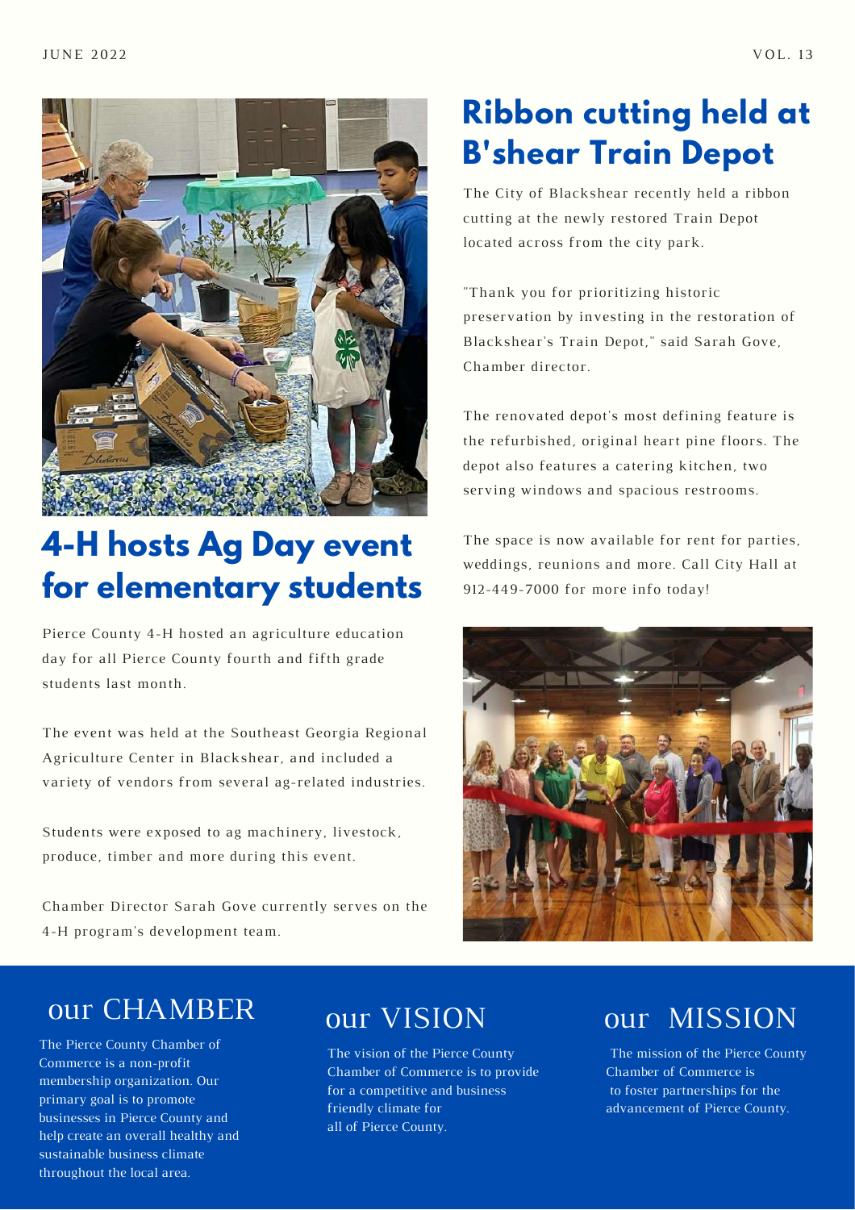## 4-H hosts Ag Day event for elementary students

Pierce County 4-H hosted an agriculture education day for all Pierce County fourth and fifth grade students last month.

The event was held at the Southeast Georgia Regional Agriculture Center in Blackshear, and included a variety of vendors from several ag-related industries.

Students were exposed to ag machinery, livestock, produce, timber and more during this event.

Chamber Director Sarah Gove currently serves on the 4-H program's development team.

## Ribbon cutting held at B'shear Train Depot

The City of Blackshear recently held a ribbon cutting at the newly restored Train Depot located across from the city park.

"Thank you for prioritizing historic preservation by investing in the restoration of Blackshear's Train Depot," said Sarah Gove, Chamber director.

The renovated depot's most defining feature is the refurbished, original heart pine floors. The depot also features a catering kitchen, two serving windows and spacious restrooms.

The space is now available for rent for parties, weddings, reunions and more. Call City Hall at 912-449-7000 for more info today!

## our CHAMBER

The Pierce County Chamber of Commerce is a non-profit membership organization. Our primary goal is to promote businesses in Pierce County and help create an overall healthy and sustainable business climate throughout the local area.

## our VISION

The vision of the Pierce County Chamber of Commerce is to provide for a competitive and business friendly climate for all of Pierce County.

## our MISSION

The mission of the Pierce County Chamber of Commerce is to foster partnerships for the advancement of Pierce County.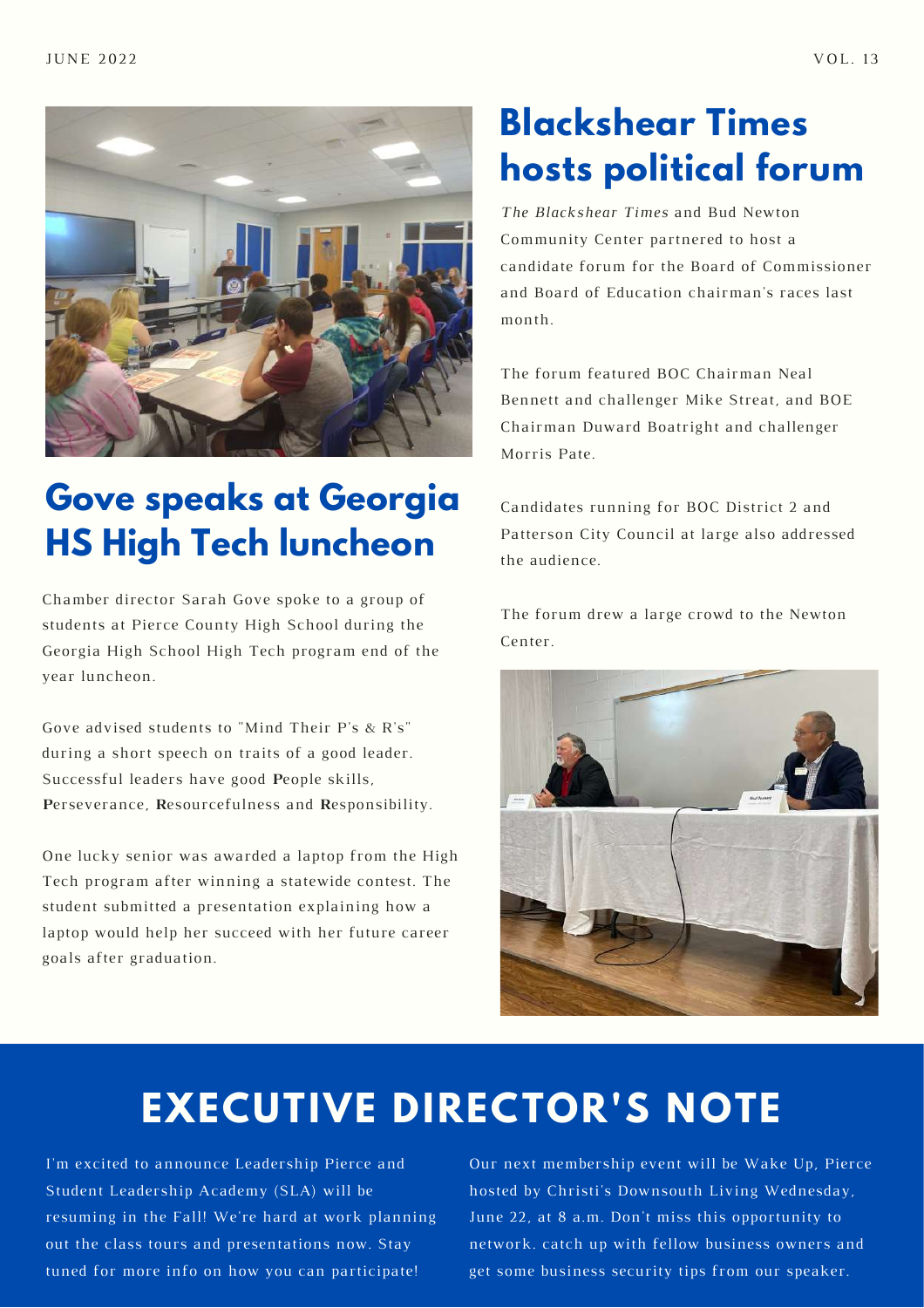## Gove speaks at Georgia HS High Tech luncheon

Chamber director Sarah Gove spoke to a group of students at Pierce County High School during the Georgia High School High Tech program end of the year luncheon.

Gove advised students to "Mind Their P's & R's" during a short speech on traits of a good leader. Successful leaders have good **P**eople skills, **P**erseverance, **R**esourcefulness and **R**esponsibility.

One lucky senior was awarded a laptop from the High Tech program after winning a statewide contest. The student submitted a presentation explaining how a laptop would help her succeed with her future career goals after graduation.

## Blackshear Times hosts political forum

*The Blackshear Times* and Bud Newton Community Center partnered to host a candidate forum for the Board of Commissioner and Board of Education chairman's races last month.

The forum featured BOC Chairman Neal Bennett and challenger Mike Streat, and BOE Chairman Duward Boatright and challenger Morris Pate.

Candidates running for BOC District 2 and Patterson City Council at large also addressed the audience.

The forum drew a large crowd to the Newton Center.

# EXECUTIVE DIRECTOR'S NOTE

I'm excited to announce Leadership Pierce and Student Leadership Academy (SLA) will be resuming in the Fall! We're hard at work planning out the class tours and presentations now. Stay tuned for more info on how you can participate!

Our next membership event will be Wake Up, Pierce hosted by Christi's Downsouth Living Wednesday, June 22, at 8 a.m. Don't miss this opportunity to network. catch up with fellow business owners and get some business security tips from our speaker.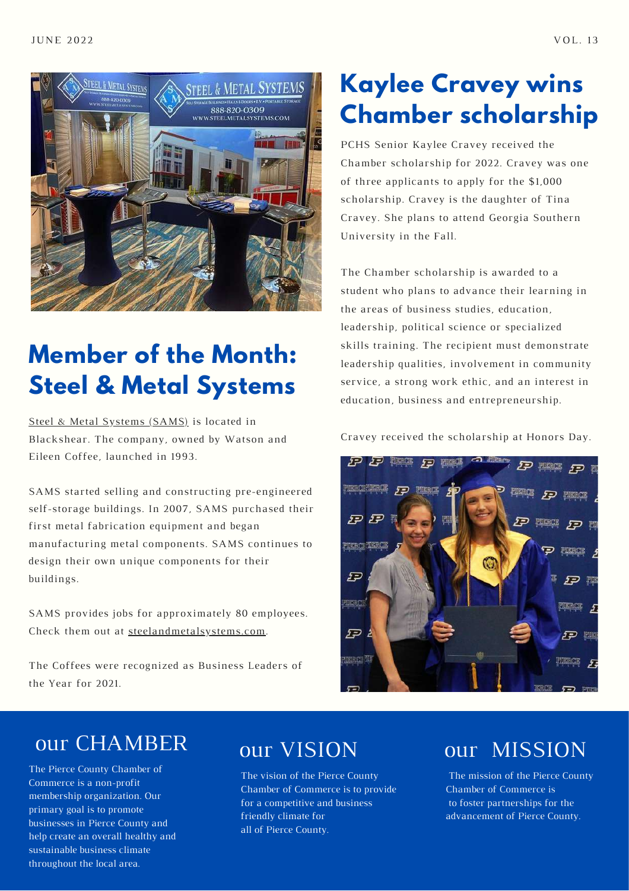## Member of the Month: Steel & Metal Systems

Steel & Metal Systems (SAMS) is located in Blackshear. The company, owned by Watson and Eileen Coffee, launched in 1993.

SAMS started selling and constructing pre-engineered self-storage buildings. In 2007, SAMS purchased their first metal fabrication equipment and began manufacturing metal components. SAMS continues to design their own unique components for their buildings.

SAMS provides jobs for approximately 80 employees. Check them out at steelandmetalsystems.com.

The Coffees were recognized as Business Leaders of the Year for 2021.

## Kaylee Cravey wins Chamber scholarship

PCHS Senior Kaylee Cravey received the Chamber scholarship for 2022. Cravey was one of three applicants to apply for the $1,000 scholarship. Cravey is the daughter of Tina Cravey. She plans to attend Georgia Southern University in the Fall.

The Chamber scholarship is awarded to a student who plans to advance their learning in the areas of business studies, education, leadership, political science or specialized skills training. The recipient must demonstrate leadership qualities, involvement in community service, a strong work ethic, and an interest in education, business and entrepreneurship.

Cravey received the scholarship at Honors Day.

## our CHAMBER

The Pierce County Chamber of Commerce is a non-profit membership organization. Our primary goal is to promote businesses in Pierce County and help create an overall healthy and sustainable business climate throughout the local area.

## our VISION

The vision of the Pierce County Chamber of Commerce is to provide for a competitive and business friendly climate for all of Pierce County.

## our MISSION

The mission of the Pierce County Chamber of Commerce is to foster partnerships for the advancement of Pierce County.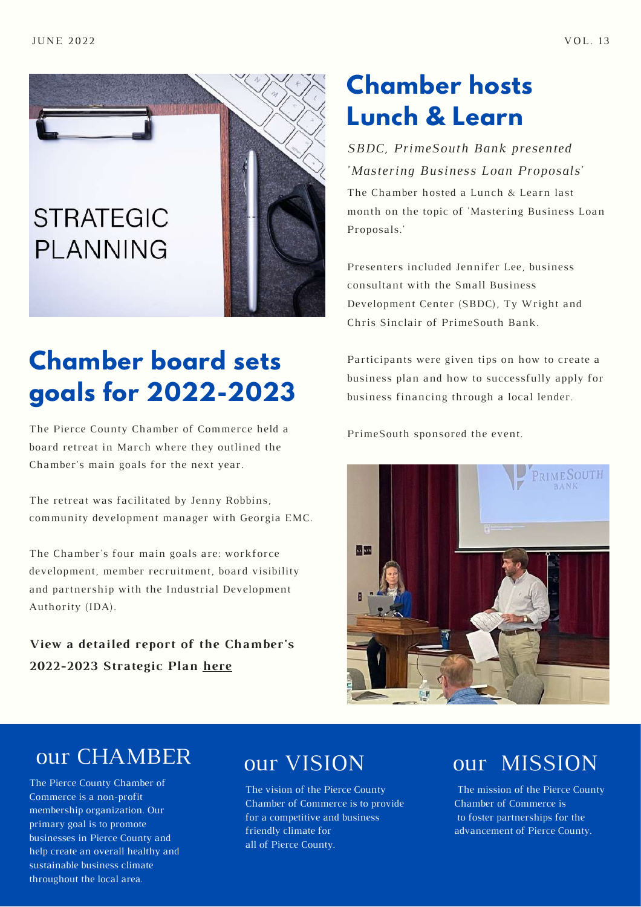## Chamber board sets goals for 2022-2023

The Pierce County Chamber of Commerce held a board retreat in March where they outlined the Chamber's main goals for the next year.

The retreat was facilitated by Jenny Robbins, community development manager with Georgia EMC.

The Chamber's four main goals are: workforce development, member recruitment, board visibility and partnership with the Industrial Development Authority (IDA).

**View a detailed report of the Chamber's 2022-2023 Strategic Plan here**

## Chamber hosts Lunch & Learn

*SBDC, PrimeSouth Bank presented 'Mastering Business Loan Proposals'*

The Chamber hosted a Lunch & Learn last month on the topic of 'Mastering Business Loan Proposals.'

Presenters included Jennifer Lee, business consultant with the Small Business Development Center (SBDC), Ty Wright and Chris Sinclair of PrimeSouth Bank.

Participants were given tips on how to create a business plan and how to successfully apply for business financing through a local lender.

PrimeSouth sponsored the event.

## our CHAMBER

The Pierce County Chamber of Commerce is a non-profit membership organization. Our primary goal is to promote businesses in Pierce County and help create an overall healthy and sustainable business climate throughout the local area.

## our VISION

The vision of the Pierce County Chamber of Commerce is to provide for a competitive and business friendly climate for all of Pierce County.

## our MISSION

The mission of the Pierce County Chamber of Commerce is to foster partnerships for the advancement of Pierce County.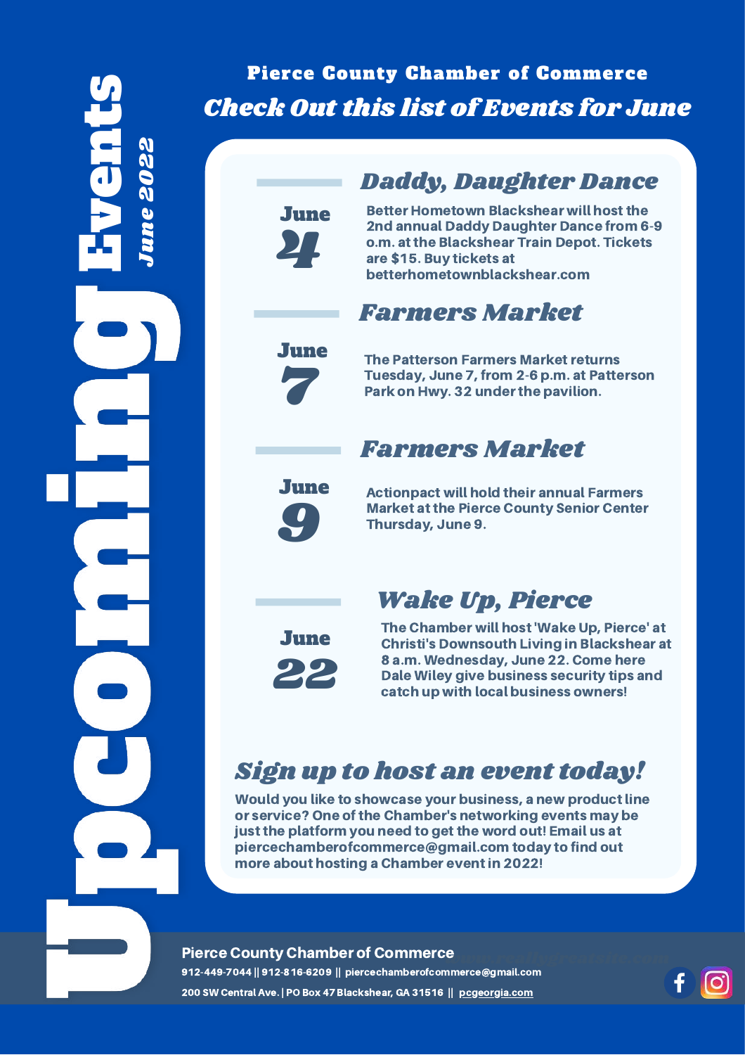# Upcoming Events

*June 2022*

## Pierce County Chamber of Commerce

### *Check Out this list of Events for June*

**June 4**

### *Daddy, Daughter Dance*

Better Hometown Blackshear will host the 2nd annual Daddy Daughter Dance from 6-9 o.m. at the Blackshear Train Depot. Tickets are $15. Buy tickets at betterhometownblackshear.com

**June 7**

### *Farmers Market*

The Patterson Farmers Market returns Tuesday, June 7, from 2-6 p.m. at Patterson Park on Hwy. 32 under the pavilion.

**June 9**

### *Farmers Market*

Actionpact will hold their annual Farmers Market at the Pierce County Senior Center Thursday, June 9.

**June 22**

### *Wake Up, Pierce*

The Chamber will host 'Wake Up, Pierce' at Christi's Downsouth Living in Blackshear at 8 a.m. Wednesday, June 22. Come here Dale Wiley give business security tips and catch up with local business owners!

### *Sign up to host an event today!*

Would you like to showcase your business, a new product line or service? One of the Chamber's networking events may be just the platform you need to get the word out! Email us at piercechamberofcommerce@gmail.com today to find out more about hosting a Chamber event in 2022!

**Pierce County Chamber of Commerce**

912-449-7044 || 912-816-6209 || piercechamberofcommerce@gmail.com

200 SW Central Ave. | PO Box 47 Blackshear, GA 31516 || pcgeorgia.com